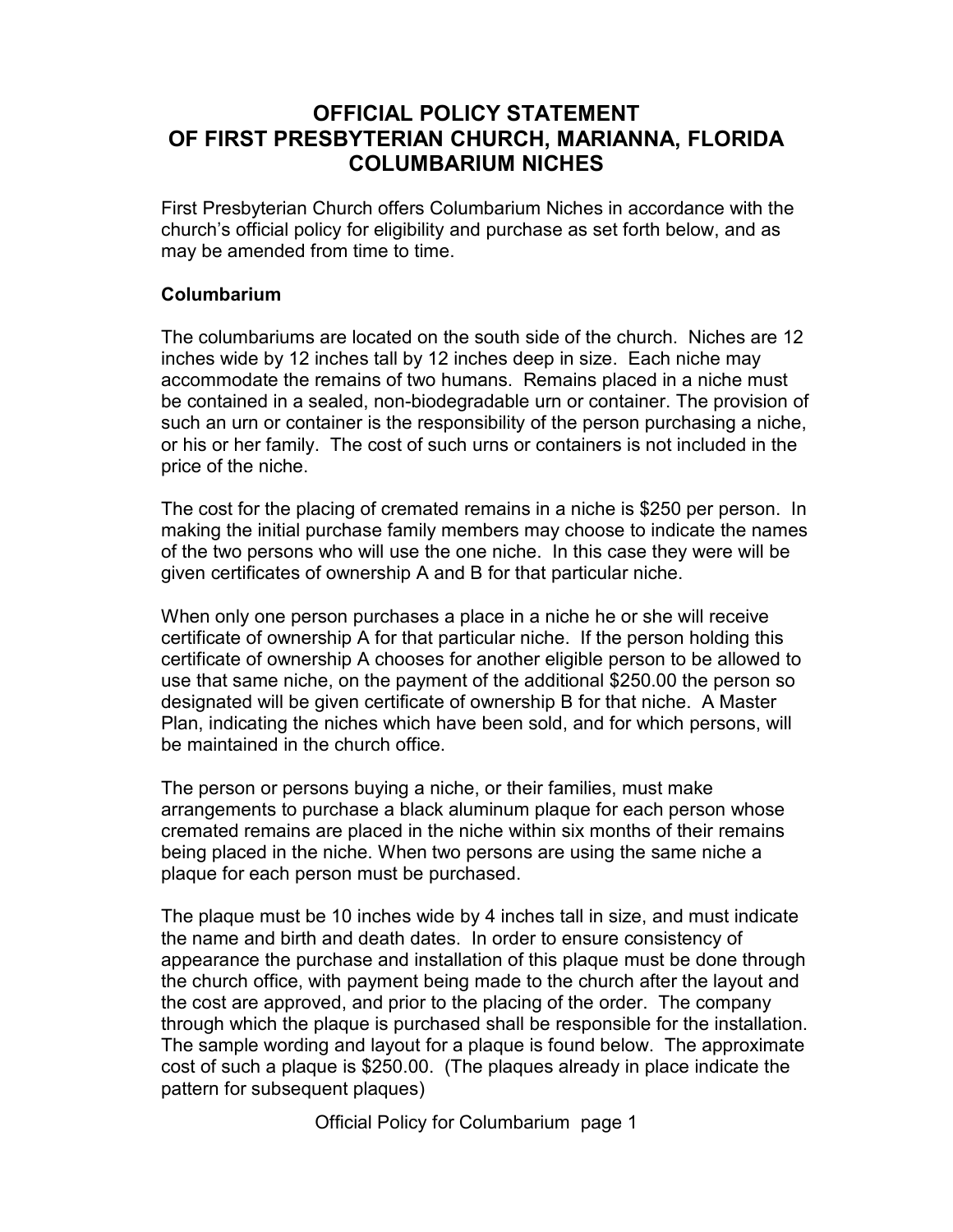# OFFICIAL POLICY STATEMENT OF FIRST PRESBYTERIAN CHURCH, MARIANNA, FLORIDA COLUMBARIUM NICHES

First Presbyterian Church offers Columbarium Niches in accordance with the church's official policy for eligibility and purchase as set forth below, and as may be amended from time to time.

## Columbarium

The columbariums are located on the south side of the church. Niches are 12 inches wide by 12 inches tall by 12 inches deep in size. Each niche may accommodate the remains of two humans. Remains placed in a niche must be contained in a sealed, non-biodegradable urn or container. The provision of such an urn or container is the responsibility of the person purchasing a niche, or his or her family. The cost of such urns or containers is not included in the price of the niche.

The cost for the placing of cremated remains in a niche is $250 per person. In making the initial purchase family members may choose to indicate the names of the two persons who will use the one niche. In this case they were will be given certificates of ownership A and B for that particular niche.

When only one person purchases a place in a niche he or she will receive certificate of ownership A for that particular niche. If the person holding this certificate of ownership A chooses for another eligible person to be allowed to use that same niche, on the payment of the additional $250.00 the person so designated will be given certificate of ownership B for that niche. A Master Plan, indicating the niches which have been sold, and for which persons, will be maintained in the church office.

The person or persons buying a niche, or their families, must make arrangements to purchase a black aluminum plaque for each person whose cremated remains are placed in the niche within six months of their remains being placed in the niche. When two persons are using the same niche a plaque for each person must be purchased.

The plaque must be 10 inches wide by 4 inches tall in size, and must indicate the name and birth and death dates. In order to ensure consistency of appearance the purchase and installation of this plaque must be done through the church office, with payment being made to the church after the layout and the cost are approved, and prior to the placing of the order. The company through which the plaque is purchased shall be responsible for the installation. The sample wording and layout for a plaque is found below. The approximate cost of such a plaque is $250.00. (The plaques already in place indicate the pattern for subsequent plaques)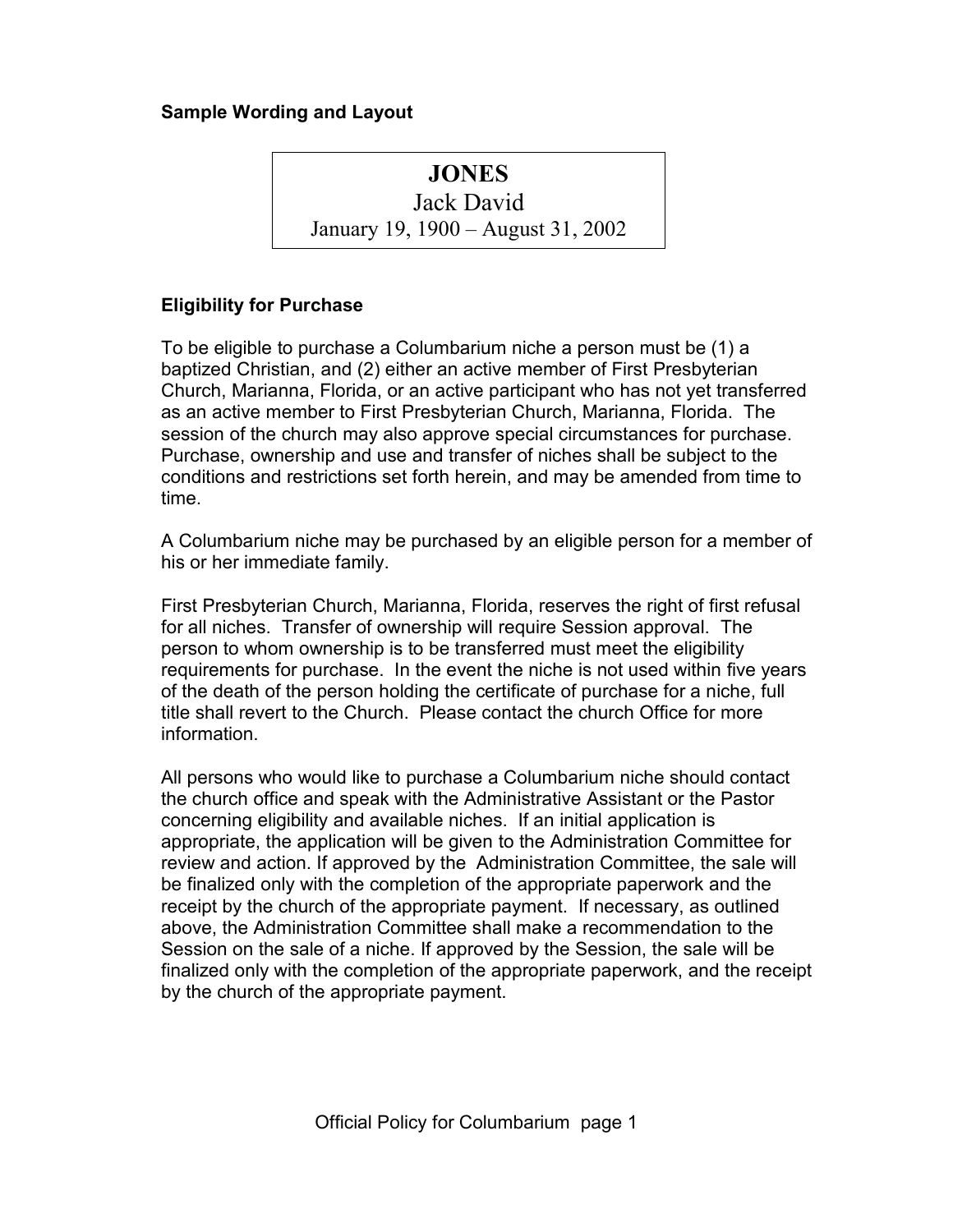**Sample Wording and Layout**

> **JONES**
> Jack David
> January 19, 1900 – August 31, 2002

**Eligibility for Purchase**

To be eligible to purchase a Columbarium niche a person must be (1) a baptized Christian, and (2) either an active member of First Presbyterian Church, Marianna, Florida, or an active participant who has not yet transferred as an active member to First Presbyterian Church, Marianna, Florida. The session of the church may also approve special circumstances for purchase. Purchase, ownership and use and transfer of niches shall be subject to the conditions and restrictions set forth herein, and may be amended from time to time.

A Columbarium niche may be purchased by an eligible person for a member of his or her immediate family.

First Presbyterian Church, Marianna, Florida, reserves the right of first refusal for all niches. Transfer of ownership will require Session approval. The person to whom ownership is to be transferred must meet the eligibility requirements for purchase. In the event the niche is not used within five years of the death of the person holding the certificate of purchase for a niche, full title shall revert to the Church. Please contact the church Office for more information.

All persons who would like to purchase a Columbarium niche should contact the church office and speak with the Administrative Assistant or the Pastor concerning eligibility and available niches. If an initial application is appropriate, the application will be given to the Administration Committee for review and action. If approved by the Administration Committee, the sale will be finalized only with the completion of the appropriate paperwork and the receipt by the church of the appropriate payment. If necessary, as outlined above, the Administration Committee shall make a recommendation to the Session on the sale of a niche. If approved by the Session, the sale will be finalized only with the completion of the appropriate paperwork, and the receipt by the church of the appropriate payment.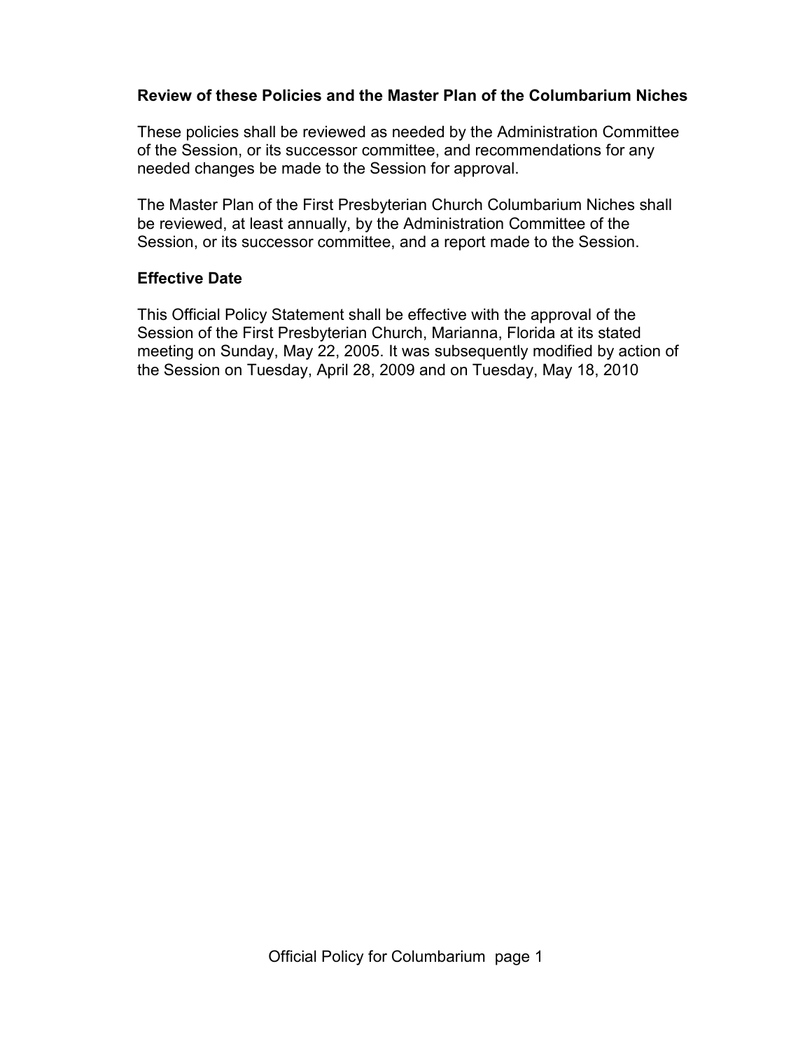**Review of these Policies and the Master Plan of the Columbarium Niches**

These policies shall be reviewed as needed by the Administration Committee of the Session, or its successor committee, and recommendations for any needed changes be made to the Session for approval.

The Master Plan of the First Presbyterian Church Columbarium Niches shall be reviewed, at least annually, by the Administration Committee of the Session, or its successor committee, and a report made to the Session.

**Effective Date**

This Official Policy Statement shall be effective with the approval of the Session of the First Presbyterian Church, Marianna, Florida at its stated meeting on Sunday, May 22, 2005. It was subsequently modified by action of the Session on Tuesday, April 28, 2009 and on Tuesday, May 18, 2010